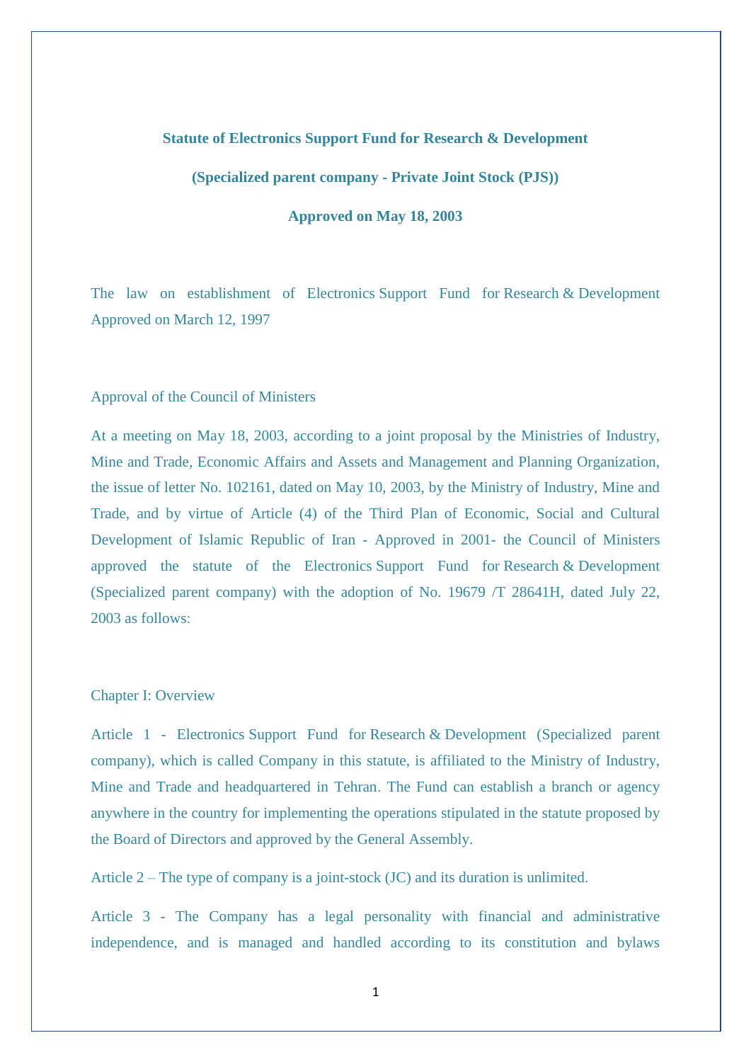**Statute of Electronics Support Fund for Research & Development**

**(Specialized parent company - Private Joint Stock (PJS))**

**Approved on May 18, 2003**

The law on establishment of Electronics Support Fund for Research & Development Approved on March 12, 1997

Approval of the Council of Ministers

At a meeting on May 18, 2003, according to a joint proposal by the Ministries of Industry, Mine and Trade, Economic Affairs and Assets and Management and Planning Organization, the issue of letter No. 102161, dated on May 10, 2003, by the Ministry of Industry, Mine and Trade, and by virtue of Article (4) of the Third Plan of Economic, Social and Cultural Development of Islamic Republic of Iran - Approved in 2001- the Council of Ministers approved the statute of the Electronics Support Fund for Research & Development (Specialized parent company) with the adoption of No. 19679 /T 28641H, dated July 22, 2003 as follows:

Chapter I: Overview

Article 1 - Electronics Support Fund for Research & Development (Specialized parent company), which is called Company in this statute, is affiliated to the Ministry of Industry, Mine and Trade and headquartered in Tehran. The Fund can establish a branch or agency anywhere in the country for implementing the operations stipulated in the statute proposed by the Board of Directors and approved by the General Assembly.

Article 2 – The type of company is a joint-stock (JC) and its duration is unlimited.

Article 3 - The Company has a legal personality with financial and administrative independence, and is managed and handled according to its constitution and bylaws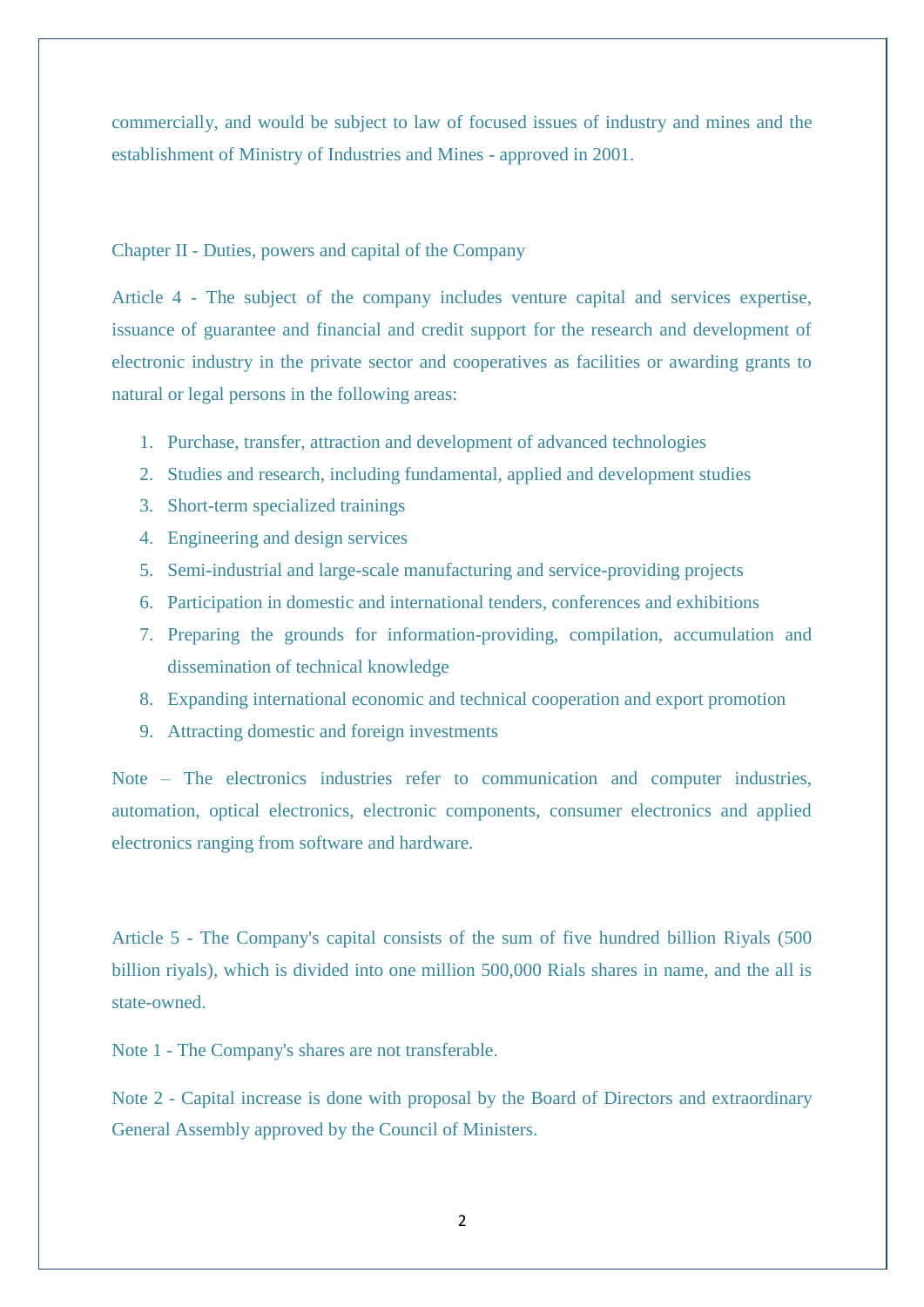commercially, and would be subject to law of focused issues of industry and mines and the establishment of Ministry of Industries and Mines - approved in 2001.

## Chapter II - Duties, powers and capital of the Company

Article 4 - The subject of the company includes venture capital and services expertise, issuance of guarantee and financial and credit support for the research and development of electronic industry in the private sector and cooperatives as facilities or awarding grants to natural or legal persons in the following areas:

1. Purchase, transfer, attraction and development of advanced technologies
2. Studies and research, including fundamental, applied and development studies
3. Short-term specialized trainings
4. Engineering and design services
5. Semi-industrial and large-scale manufacturing and service-providing projects
6. Participation in domestic and international tenders, conferences and exhibitions
7. Preparing the grounds for information-providing, compilation, accumulation and dissemination of technical knowledge
8. Expanding international economic and technical cooperation and export promotion
9. Attracting domestic and foreign investments

Note – The electronics industries refer to communication and computer industries, automation, optical electronics, electronic components, consumer electronics and applied electronics ranging from software and hardware.

Article 5 - The Company's capital consists of the sum of five hundred billion Riyals (500 billion riyals), which is divided into one million 500,000 Rials shares in name, and the all is state-owned.

Note 1 - The Company's shares are not transferable.

Note 2 - Capital increase is done with proposal by the Board of Directors and extraordinary General Assembly approved by the Council of Ministers.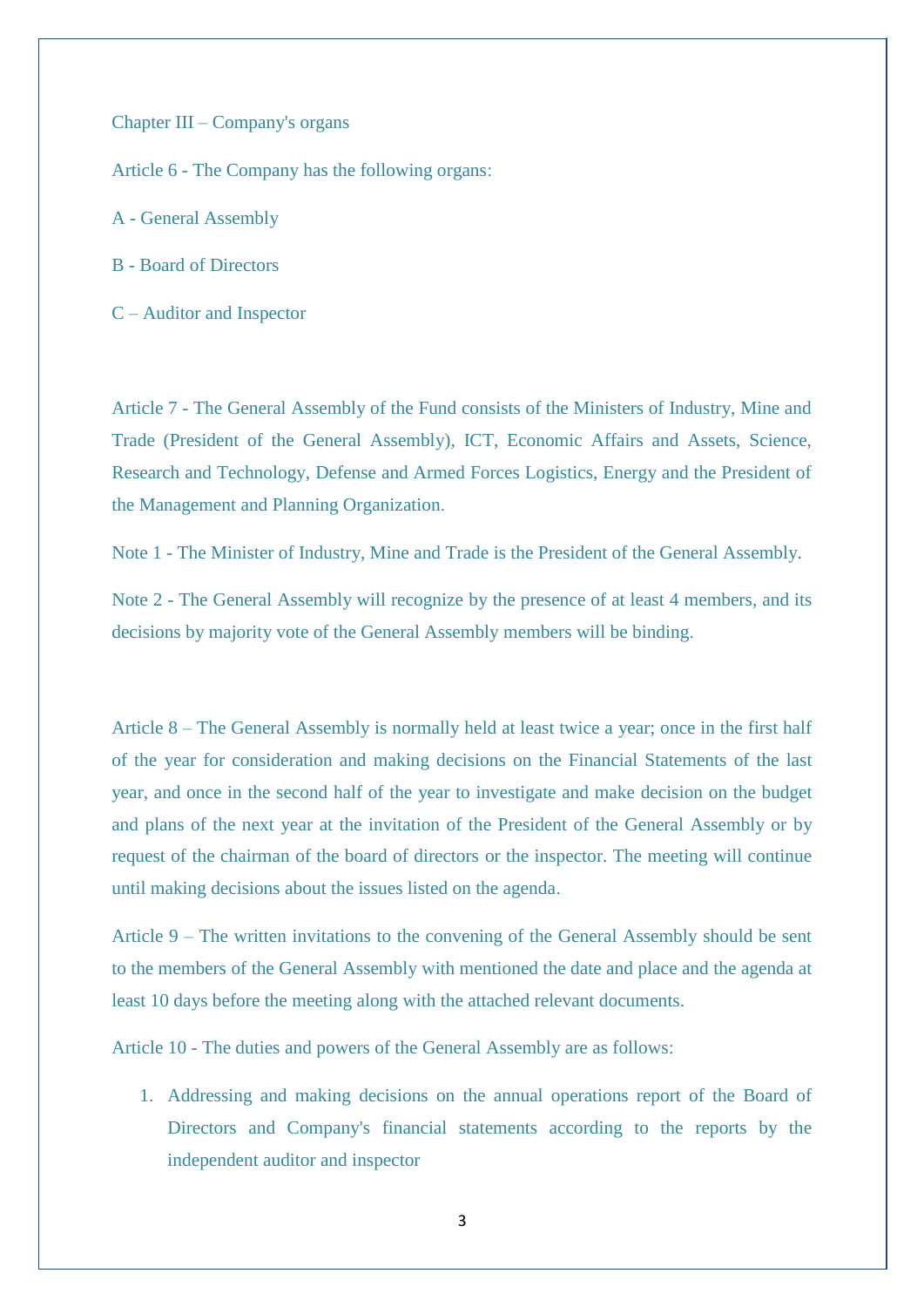## Chapter III – Company's organs

Article 6 - The Company has the following organs:

A - General Assembly

B - Board of Directors

C – Auditor and Inspector

Article 7 - The General Assembly of the Fund consists of the Ministers of Industry, Mine and Trade (President of the General Assembly), ICT, Economic Affairs and Assets, Science, Research and Technology, Defense and Armed Forces Logistics, Energy and the President of the Management and Planning Organization.

Note 1 - The Minister of Industry, Mine and Trade is the President of the General Assembly.

Note 2 - The General Assembly will recognize by the presence of at least 4 members, and its decisions by majority vote of the General Assembly members will be binding.

Article 8 – The General Assembly is normally held at least twice a year; once in the first half of the year for consideration and making decisions on the Financial Statements of the last year, and once in the second half of the year to investigate and make decision on the budget and plans of the next year at the invitation of the President of the General Assembly or by request of the chairman of the board of directors or the inspector. The meeting will continue until making decisions about the issues listed on the agenda.

Article 9 – The written invitations to the convening of the General Assembly should be sent to the members of the General Assembly with mentioned the date and place and the agenda at least 10 days before the meeting along with the attached relevant documents.

Article 10 - The duties and powers of the General Assembly are as follows:

1. Addressing and making decisions on the annual operations report of the Board of Directors and Company's financial statements according to the reports by the independent auditor and inspector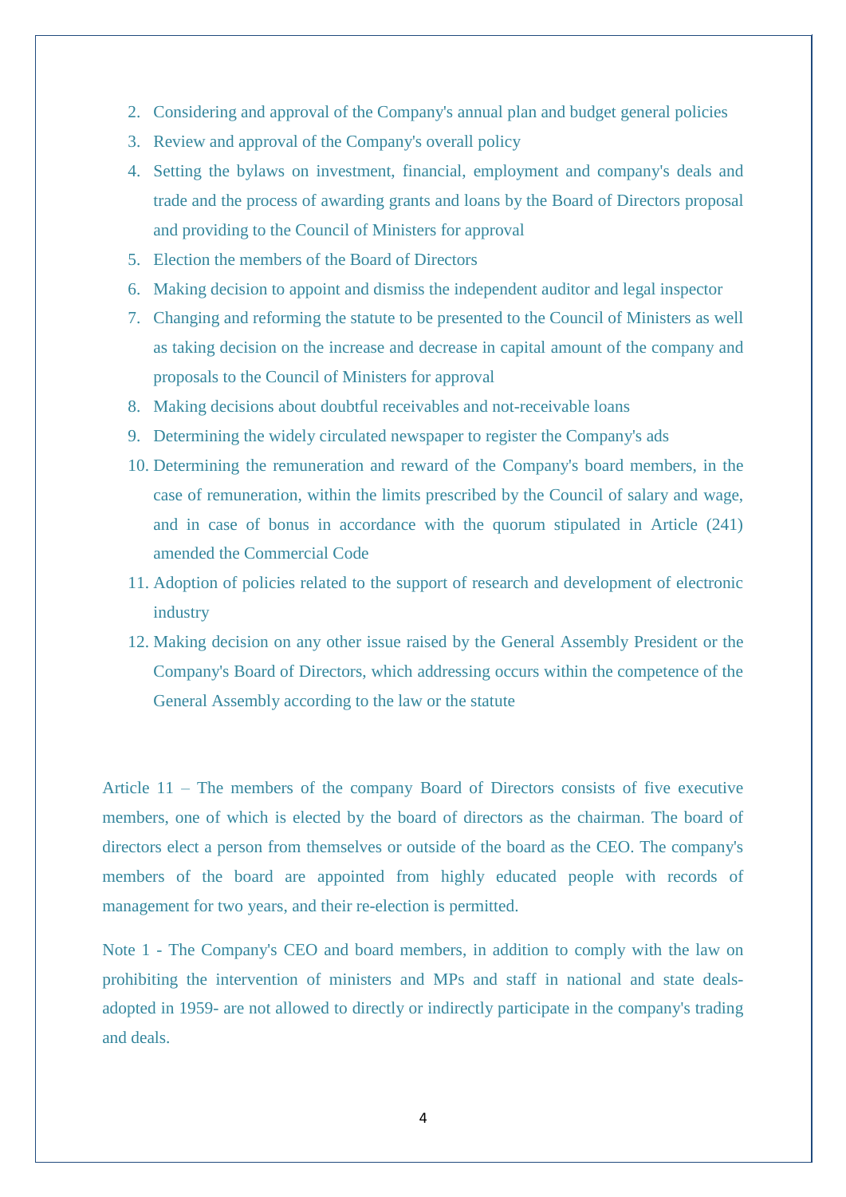2. Considering and approval of the Company's annual plan and budget general policies
3. Review and approval of the Company's overall policy
4. Setting the bylaws on investment, financial, employment and company's deals and trade and the process of awarding grants and loans by the Board of Directors proposal and providing to the Council of Ministers for approval
5. Election the members of the Board of Directors
6. Making decision to appoint and dismiss the independent auditor and legal inspector
7. Changing and reforming the statute to be presented to the Council of Ministers as well as taking decision on the increase and decrease in capital amount of the company and proposals to the Council of Ministers for approval
8. Making decisions about doubtful receivables and not-receivable loans
9. Determining the widely circulated newspaper to register the Company's ads
10. Determining the remuneration and reward of the Company's board members, in the case of remuneration, within the limits prescribed by the Council of salary and wage, and in case of bonus in accordance with the quorum stipulated in Article (241) amended the Commercial Code
11. Adoption of policies related to the support of research and development of electronic industry
12. Making decision on any other issue raised by the General Assembly President or the Company's Board of Directors, which addressing occurs within the competence of the General Assembly according to the law or the statute

Article 11 – The members of the company Board of Directors consists of five executive members, one of which is elected by the board of directors as the chairman. The board of directors elect a person from themselves or outside of the board as the CEO. The company's members of the board are appointed from highly educated people with records of management for two years, and their re-election is permitted.

Note 1 - The Company's CEO and board members, in addition to comply with the law on prohibiting the intervention of ministers and MPs and staff in national and state deals- adopted in 1959- are not allowed to directly or indirectly participate in the company's trading and deals.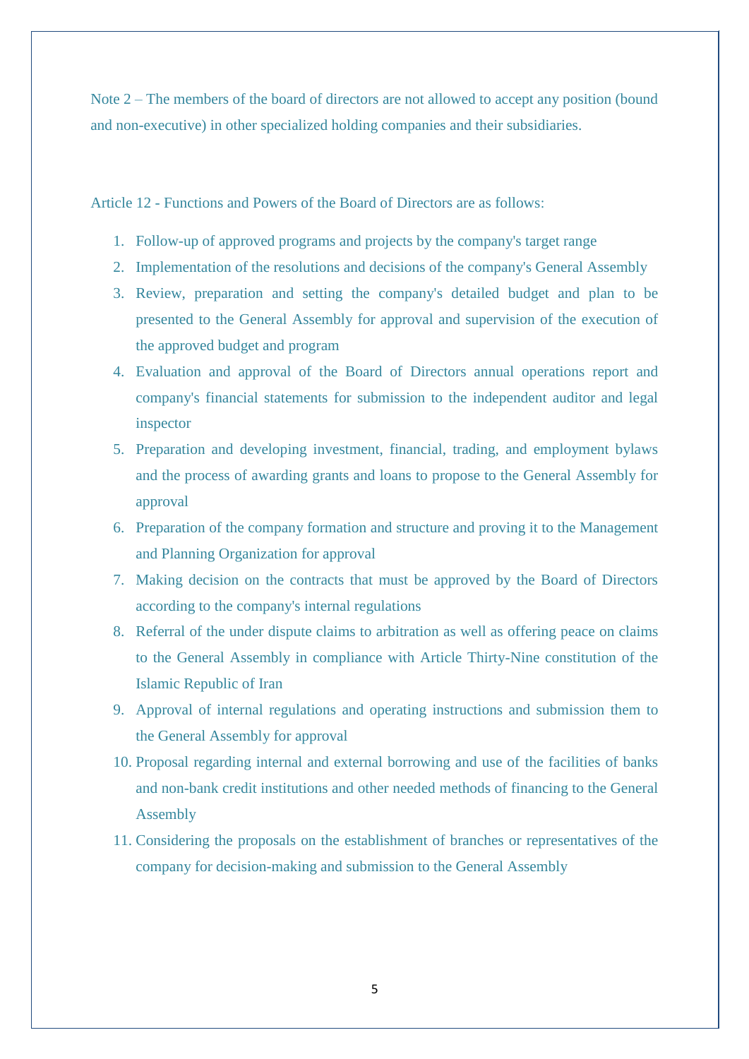Note 2 – The members of the board of directors are not allowed to accept any position (bound and non-executive) in other specialized holding companies and their subsidiaries.

Article 12 - Functions and Powers of the Board of Directors are as follows:

1. Follow-up of approved programs and projects by the company's target range
2. Implementation of the resolutions and decisions of the company's General Assembly
3. Review, preparation and setting the company's detailed budget and plan to be presented to the General Assembly for approval and supervision of the execution of the approved budget and program
4. Evaluation and approval of the Board of Directors annual operations report and company's financial statements for submission to the independent auditor and legal inspector
5. Preparation and developing investment, financial, trading, and employment bylaws and the process of awarding grants and loans to propose to the General Assembly for approval
6. Preparation of the company formation and structure and proving it to the Management and Planning Organization for approval
7. Making decision on the contracts that must be approved by the Board of Directors according to the company's internal regulations
8. Referral of the under dispute claims to arbitration as well as offering peace on claims to the General Assembly in compliance with Article Thirty-Nine constitution of the Islamic Republic of Iran
9. Approval of internal regulations and operating instructions and submission them to the General Assembly for approval
10. Proposal regarding internal and external borrowing and use of the facilities of banks and non-bank credit institutions and other needed methods of financing to the General Assembly
11. Considering the proposals on the establishment of branches or representatives of the company for decision-making and submission to the General Assembly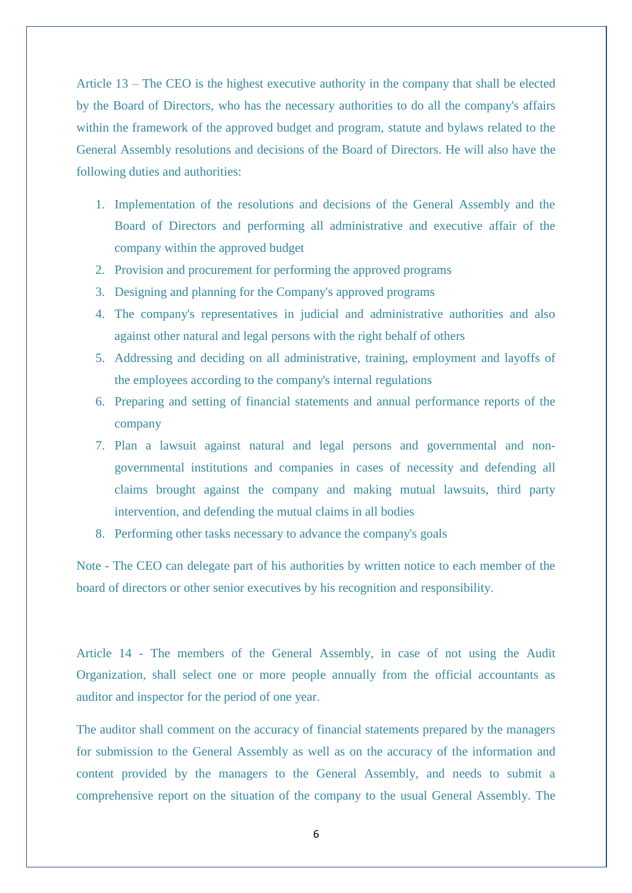Article 13 – The CEO is the highest executive authority in the company that shall be elected by the Board of Directors, who has the necessary authorities to do all the company's affairs within the framework of the approved budget and program, statute and bylaws related to the General Assembly resolutions and decisions of the Board of Directors. He will also have the following duties and authorities:

1. Implementation of the resolutions and decisions of the General Assembly and the Board of Directors and performing all administrative and executive affair of the company within the approved budget
2. Provision and procurement for performing the approved programs
3. Designing and planning for the Company's approved programs
4. The company's representatives in judicial and administrative authorities and also against other natural and legal persons with the right behalf of others
5. Addressing and deciding on all administrative, training, employment and layoffs of the employees according to the company's internal regulations
6. Preparing and setting of financial statements and annual performance reports of the company
7. Plan a lawsuit against natural and legal persons and governmental and non-governmental institutions and companies in cases of necessity and defending all claims brought against the company and making mutual lawsuits, third party intervention, and defending the mutual claims in all bodies
8. Performing other tasks necessary to advance the company's goals

Note - The CEO can delegate part of his authorities by written notice to each member of the board of directors or other senior executives by his recognition and responsibility.

Article 14 - The members of the General Assembly, in case of not using the Audit Organization, shall select one or more people annually from the official accountants as auditor and inspector for the period of one year.

The auditor shall comment on the accuracy of financial statements prepared by the managers for submission to the General Assembly as well as on the accuracy of the information and content provided by the managers to the General Assembly, and needs to submit a comprehensive report on the situation of the company to the usual General Assembly. The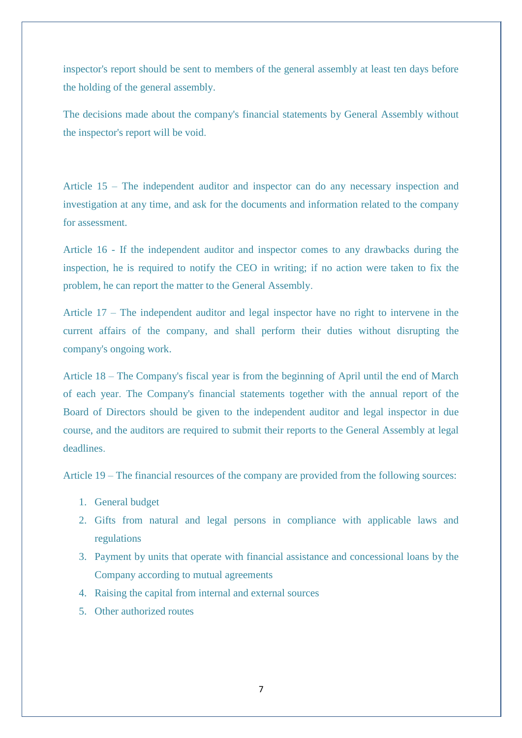inspector's report should be sent to members of the general assembly at least ten days before the holding of the general assembly.

The decisions made about the company's financial statements by General Assembly without the inspector's report will be void.

Article 15 – The independent auditor and inspector can do any necessary inspection and investigation at any time, and ask for the documents and information related to the company for assessment.

Article 16 - If the independent auditor and inspector comes to any drawbacks during the inspection, he is required to notify the CEO in writing; if no action were taken to fix the problem, he can report the matter to the General Assembly.

Article 17 – The independent auditor and legal inspector have no right to intervene in the current affairs of the company, and shall perform their duties without disrupting the company's ongoing work.

Article 18 – The Company's fiscal year is from the beginning of April until the end of March of each year. The Company's financial statements together with the annual report of the Board of Directors should be given to the independent auditor and legal inspector in due course, and the auditors are required to submit their reports to the General Assembly at legal deadlines.

Article 19 – The financial resources of the company are provided from the following sources:

1. General budget
2. Gifts from natural and legal persons in compliance with applicable laws and regulations
3. Payment by units that operate with financial assistance and concessional loans by the Company according to mutual agreements
4. Raising the capital from internal and external sources
5. Other authorized routes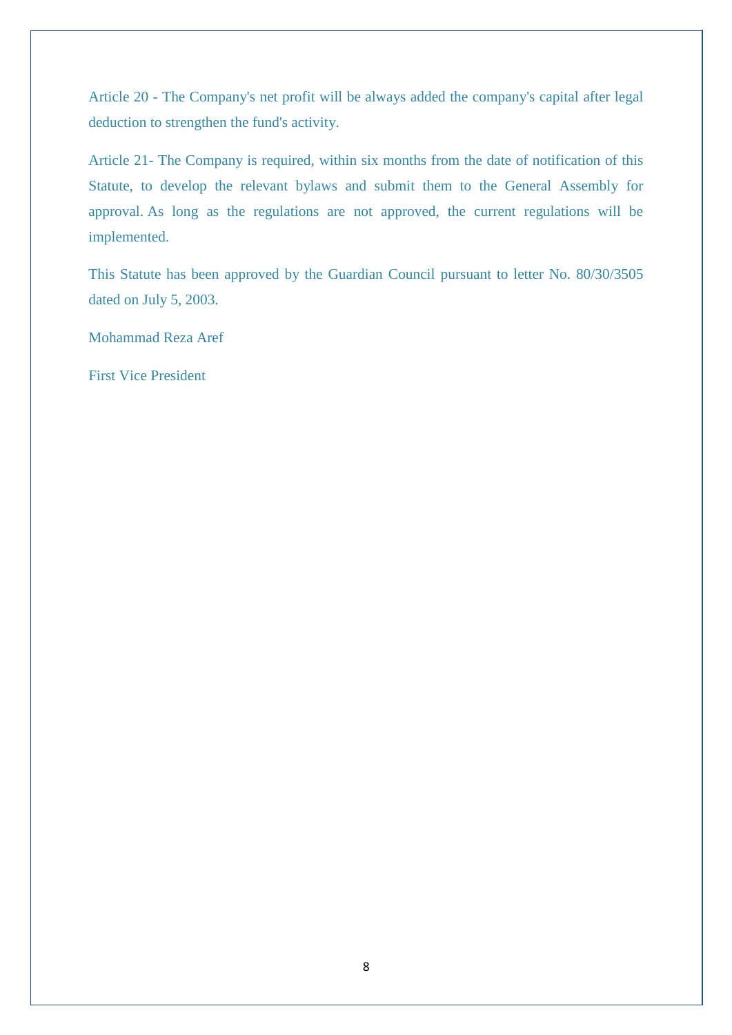Article 20 - The Company's net profit will be always added the company's capital after legal deduction to strengthen the fund's activity.

Article 21- The Company is required, within six months from the date of notification of this Statute, to develop the relevant bylaws and submit them to the General Assembly for approval. As long as the regulations are not approved, the current regulations will be implemented.

This Statute has been approved by the Guardian Council pursuant to letter No. 80/30/3505 dated on July 5, 2003.

Mohammad Reza Aref

First Vice President